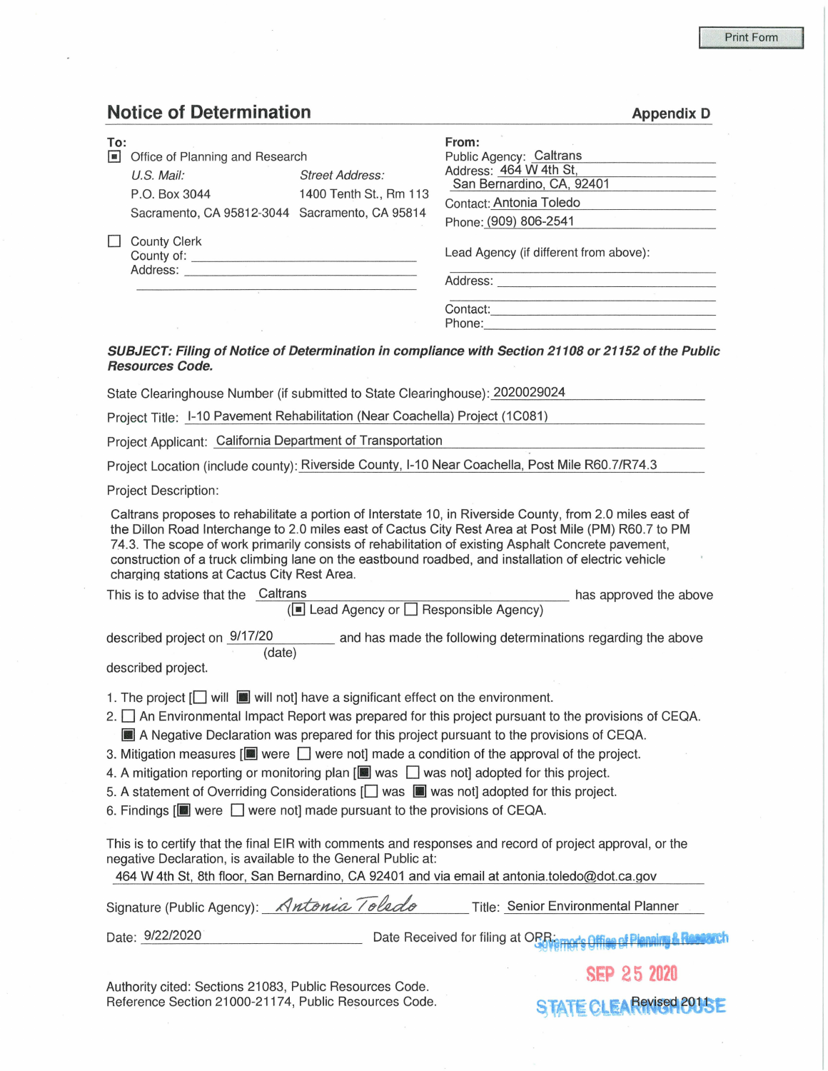Print Form

## Notice of Determination

**Appendix D**

**To:**

- [■] Office of Planning and Research
  - *U.S. Mail:* P.O. Box 3044, Sacramento, CA 95812-3044
  - *Street Address:* 1400 Tenth St., Rm 113, Sacramento, CA 95814
- [ ] County Clerk
  - County of: ____________________
  - Address: ____________________

**From:**

Public Agency: Caltrans
Address: 464 W 4th St, San Bernardino, CA, 92401
Contact: Antonia Toledo
Phone: (909) 806-2541

Lead Agency (if different from above): ____________________

Address: ____________________

Contact: ____________________
Phone: ____________________

***SUBJECT: Filing of Notice of Determination in compliance with Section 21108 or 21152 of the Public Resources Code.***

State Clearinghouse Number (if submitted to State Clearinghouse): 2020029024

Project Title: I-10 Pavement Rehabilitation (Near Coachella) Project (1C081)

Project Applicant: California Department of Transportation

Project Location (include county): Riverside County, I-10 Near Coachella, Post Mile R60.7/R74.3

Project Description:

Caltrans proposes to rehabilitate a portion of Interstate 10, in Riverside County, from 2.0 miles east of the Dillon Road Interchange to 2.0 miles east of Cactus City Rest Area at Post Mile (PM) R60.7 to PM 74.3. The scope of work primarily consists of rehabilitation of existing Asphalt Concrete pavement, construction of a truck climbing lane on the eastbound roadbed, and installation of electric vehicle charging stations at Cactus City Rest Area.

This is to advise that the Caltrans ([■] Lead Agency or [ ] Responsible Agency) has approved the above described project on 9/17/20 (date) and has made the following determinations regarding the above described project.

1. The project [[ ] will [■] will not] have a significant effect on the environment.
2. [ ] An Environmental Impact Report was prepared for this project pursuant to the provisions of CEQA.
   [■] A Negative Declaration was prepared for this project pursuant to the provisions of CEQA.
3. Mitigation measures [[■] were [ ] were not] made a condition of the approval of the project.
4. A mitigation reporting or monitoring plan [[■] was [ ] was not] adopted for this project.
5. A statement of Overriding Considerations [[ ] was [■] was not] adopted for this project.
6. Findings [[■] were [ ] were not] made pursuant to the provisions of CEQA.

This is to certify that the final EIR with comments and responses and record of project approval, or the negative Declaration, is available to the General Public at:
464 W 4th St, 8th floor, San Bernardino, CA 92401 and via email at antonia.toledo@dot.ca.gov

Signature (Public Agency): *Antonia Toledo* Title: Senior Environmental Planner

Date: 9/22/2020 Date Received for filing at OPR: Governor's Office of Planning & Research SEP 25 2020 STATE CLEARINGHOUSE

Authority cited: Sections 21083, Public Resources Code.
Reference Section 21000-21174, Public Resources Code.

Revised 2011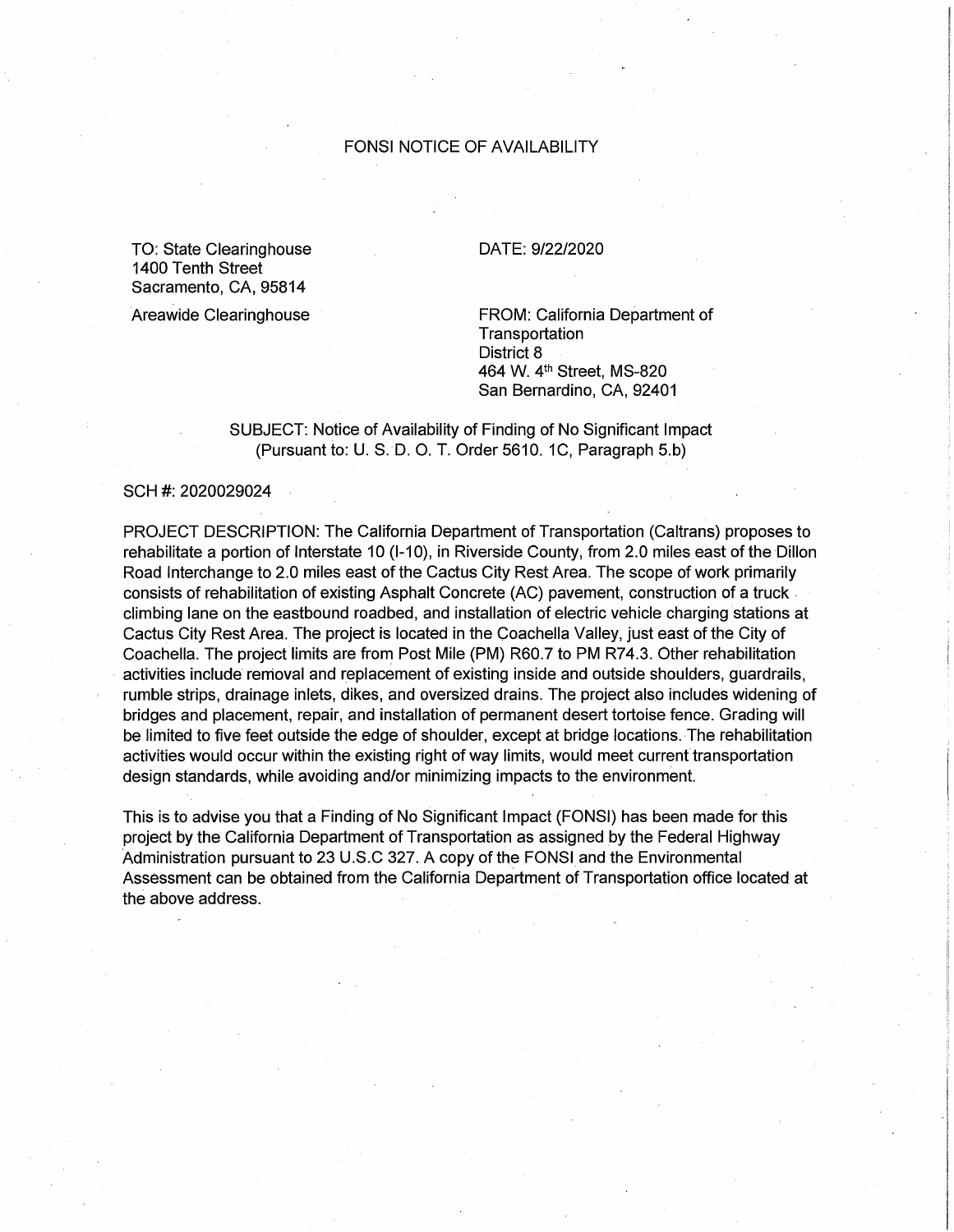# FONSI NOTICE OF AVAILABILITY

TO: State Clearinghouse
1400 Tenth Street
Sacramento, CA, 95814

Areawide Clearinghouse

DATE: 9/22/2020

FROM: California Department of Transportation
District 8
464 W. 4th Street, MS-820
San Bernardino, CA, 92401

SUBJECT: Notice of Availability of Finding of No Significant Impact
(Pursuant to: U. S. D. O. T. Order 5610. 1C, Paragraph 5.b)

SCH #: 2020029024

PROJECT DESCRIPTION: The California Department of Transportation (Caltrans) proposes to rehabilitate a portion of Interstate 10 (I-10), in Riverside County, from 2.0 miles east of the Dillon Road Interchange to 2.0 miles east of the Cactus City Rest Area. The scope of work primarily consists of rehabilitation of existing Asphalt Concrete (AC) pavement, construction of a truck climbing lane on the eastbound roadbed, and installation of electric vehicle charging stations at Cactus City Rest Area. The project is located in the Coachella Valley, just east of the City of Coachella. The project limits are from Post Mile (PM) R60.7 to PM R74.3. Other rehabilitation activities include removal and replacement of existing inside and outside shoulders, guardrails, rumble strips, drainage inlets, dikes, and oversized drains. The project also includes widening of bridges and placement, repair, and installation of permanent desert tortoise fence. Grading will be limited to five feet outside the edge of shoulder, except at bridge locations. The rehabilitation activities would occur within the existing right of way limits, would meet current transportation design standards, while avoiding and/or minimizing impacts to the environment.

This is to advise you that a Finding of No Significant Impact (FONSI) has been made for this project by the California Department of Transportation as assigned by the Federal Highway Administration pursuant to 23 U.S.C 327. A copy of the FONSI and the Environmental Assessment can be obtained from the California Department of Transportation office located at the above address.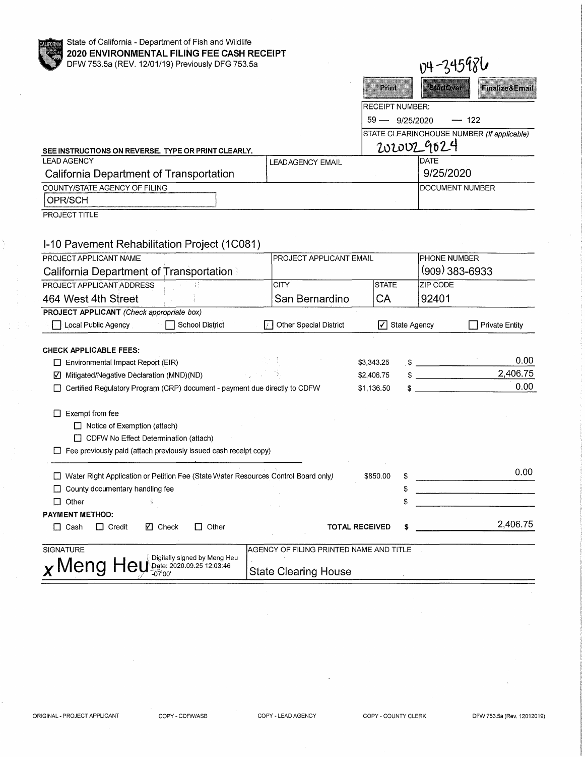State of California - Department of Fish and Wildlife

**2020 ENVIRONMENTAL FILING FEE CASH RECEIPT**

DFW 753.5a (REV. 12/01/19) Previously DFG 753.5a

04-345986

Print | StartOver | Finalize&Email

RECEIPT NUMBER:
59 — 9/25/2020 — 122

STATE CLEARINGHOUSE NUMBER *(If applicable)*
2020029024

**SEE INSTRUCTIONS ON REVERSE. TYPE OR PRINT CLEARLY.**

| LEAD AGENCY | LEAD AGENCY EMAIL | DATE |
|---|---|---|
| California Department of Transportation | | 9/25/2020 |

| COUNTY/STATE AGENCY OF FILING | DOCUMENT NUMBER |
|---|---|
| OPR/SCH | |

PROJECT TITLE

I-10 Pavement Rehabilitation Project (1C081)

| PROJECT APPLICANT NAME | PROJECT APPLICANT EMAIL | | PHONE NUMBER |
|---|---|---|---|
| California Department of Transportation | | | (909) 383-6933 |
| **PROJECT APPLICANT ADDRESS** | **CITY** | **STATE** | **ZIP CODE** |
| 464 West 4th Street | San Bernardino | CA | 92401 |

**PROJECT APPLICANT** *(Check appropriate box)*

☐ Local Public Agency ☐ School District ☐ Other Special District ☑ State Agency ☐ Private Entity

**CHECK APPLICABLE FEES:**

| | | |
|---|---|---|
| ☐ Environmental Impact Report (EIR) | $3,343.25 | $ 0.00 |
| ☑ Mitigated/Negative Declaration (MND)(ND) | $2,406.75 | $ 2,406.75 |
| ☐ Certified Regulatory Program (CRP) document - payment due directly to CDFW | $1,136.50 | $ 0.00 |

☐ Exempt from fee
- ☐ Notice of Exemption (attach)
- ☐ CDFW No Effect Determination (attach)

☐ Fee previously paid (attach previously issued cash receipt copy)

| | | |
|---|---|---|
| ☐ Water Right Application or Petition Fee (State Water Resources Control Board only) | $850.00 | $ 0.00 |
| ☐ County documentary handling fee | | $ |
| ☐ Other | | $ |

**PAYMENT METHOD:**

☐ Cash ☐ Credit ☑ Check ☐ Other **TOTAL RECEIVED** $ 2,406.75

| SIGNATURE | AGENCY OF FILING PRINTED NAME AND TITLE |
|---|---|
| x Meng Heu (Digitally signed by Meng Heu Date: 2020.09.25 12:03:46 -07'00') | State Clearing House |

ORIGINAL - PROJECT APPLICANT COPY - CDFW/ASB COPY - LEAD AGENCY COPY - COUNTY CLERK DFW 753.5a (Rev. 12012019)